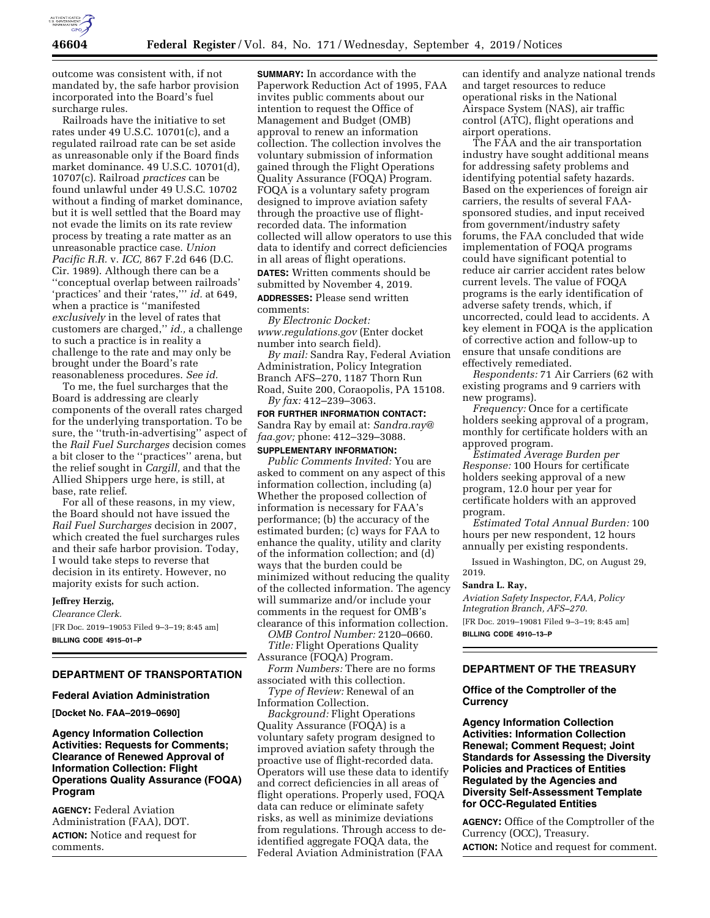outcome was consistent with, if not mandated by, the safe harbor provision incorporated into the Board's fuel surcharge rules.

Railroads have the initiative to set rates under 49 U.S.C. 10701(c), and a regulated railroad rate can be set aside as unreasonable only if the Board finds market dominance. 49 U.S.C. 10701(d), 10707(c). Railroad *practices* can be found unlawful under 49 U.S.C. 10702 without a finding of market dominance, but it is well settled that the Board may not evade the limits on its rate review process by treating a rate matter as an unreasonable practice case. *Union Pacific R.R.* v. *ICC,* 867 F.2d 646 (D.C. Cir. 1989). Although there can be a ''conceptual overlap between railroads' 'practices' and their 'rates,''' *id.* at 649, when a practice is ''manifested *exclusively* in the level of rates that customers are charged,'' *id.,* a challenge to such a practice is in reality a challenge to the rate and may only be brought under the Board's rate reasonableness procedures. *See id.*

To me, the fuel surcharges that the Board is addressing are clearly components of the overall rates charged for the underlying transportation. To be sure, the ''truth-in-advertising'' aspect of the *Rail Fuel Surcharges* decision comes a bit closer to the ''practices'' arena, but the relief sought in *Cargill,* and that the Allied Shippers urge here, is still, at base, rate relief.

For all of these reasons, in my view, the Board should not have issued the *Rail Fuel Surcharges* decision in 2007, which created the fuel surcharges rules and their safe harbor provision. Today, I would take steps to reverse that decision in its entirety. However, no majority exists for such action.

**Jeffrey Herzig,**

*Clearance Clerk.*

[FR Doc. 2019–19053 Filed 9–3–19; 8:45 am]

**BILLING CODE 4915–01–P**

---

## DEPARTMENT OF TRANSPORTATION

### Federal Aviation Administration

**[Docket No. FAA–2019–0690]**

### Agency Information Collection Activities: Requests for Comments; Clearance of Renewed Approval of Information Collection: Flight Operations Quality Assurance (FOQA) Program

**AGENCY:** Federal Aviation Administration (FAA), DOT.

**ACTION:** Notice and request for comments.

**SUMMARY:** In accordance with the Paperwork Reduction Act of 1995, FAA invites public comments about our intention to request the Office of Management and Budget (OMB) approval to renew an information collection. The collection involves the voluntary submission of information gained through the Flight Operations Quality Assurance (FOQA) Program. FOQA is a voluntary safety program designed to improve aviation safety through the proactive use of flight-recorded data. The information collected will allow operators to use this data to identify and correct deficiencies in all areas of flight operations.

**DATES:** Written comments should be submitted by November 4, 2019.

**ADDRESSES:** Please send written comments:

*By Electronic Docket: www.regulations.gov* (Enter docket number into search field).

*By mail:* Sandra Ray, Federal Aviation Administration, Policy Integration Branch AFS–270, 1187 Thorn Run Road, Suite 200, Coraopolis, PA 15108.

*By fax:* 412–239–3063.

**FOR FURTHER INFORMATION CONTACT:** Sandra Ray by email at: *Sandra.ray@faa.gov;* phone: 412–329–3088.

**SUPPLEMENTARY INFORMATION:**

*Public Comments Invited:* You are asked to comment on any aspect of this information collection, including (a) Whether the proposed collection of information is necessary for FAA's performance; (b) the accuracy of the estimated burden; (c) ways for FAA to enhance the quality, utility and clarity of the information collection; and (d) ways that the burden could be minimized without reducing the quality of the collected information. The agency will summarize and/or include your comments in the request for OMB's clearance of this information collection.

*OMB Control Number:* 2120–0660.

*Title:* Flight Operations Quality Assurance (FOQA) Program.

*Form Numbers:* There are no forms associated with this collection.

*Type of Review:* Renewal of an Information Collection.

*Background:* Flight Operations Quality Assurance (FOQA) is a voluntary safety program designed to improved aviation safety through the proactive use of flight-recorded data. Operators will use these data to identify and correct deficiencies in all areas of flight operations. Properly used, FOQA data can reduce or eliminate safety risks, as well as minimize deviations from regulations. Through access to de-identified aggregate FOQA data, the Federal Aviation Administration (FAA can identify and analyze national trends and target resources to reduce operational risks in the National Airspace System (NAS), air traffic control (ATC), flight operations and airport operations.

The FAA and the air transportation industry have sought additional means for addressing safety problems and identifying potential safety hazards. Based on the experiences of foreign air carriers, the results of several FAA-sponsored studies, and input received from government/industry safety forums, the FAA concluded that wide implementation of FOQA programs could have significant potential to reduce air carrier accident rates below current levels. The value of FOQA programs is the early identification of adverse safety trends, which, if uncorrected, could lead to accidents. A key element in FOQA is the application of corrective action and follow-up to ensure that unsafe conditions are effectively remediated.

*Respondents:* 71 Air Carriers (62 with existing programs and 9 carriers with new programs).

*Frequency:* Once for a certificate holders seeking approval of a program, monthly for certificate holders with an approved program.

*Estimated Average Burden per Response:* 100 Hours for certificate holders seeking approval of a new program, 12.0 hour per year for certificate holders with an approved program.

*Estimated Total Annual Burden:* 100 hours per new respondent, 12 hours annually per existing respondents.

Issued in Washington, DC, on August 29, 2019.

**Sandra L. Ray,**

*Aviation Safety Inspector, FAA, Policy Integration Branch, AFS–270.*

[FR Doc. 2019–19081 Filed 9–3–19; 8:45 am]

**BILLING CODE 4910–13–P**

---

## DEPARTMENT OF THE TREASURY

### Office of the Comptroller of the Currency

### Agency Information Collection Activities: Information Collection Renewal; Comment Request; Joint Standards for Assessing the Diversity Policies and Practices of Entities Regulated by the Agencies and Diversity Self-Assessment Template for OCC-Regulated Entities

**AGENCY:** Office of the Comptroller of the Currency (OCC), Treasury.

**ACTION:** Notice and request for comment.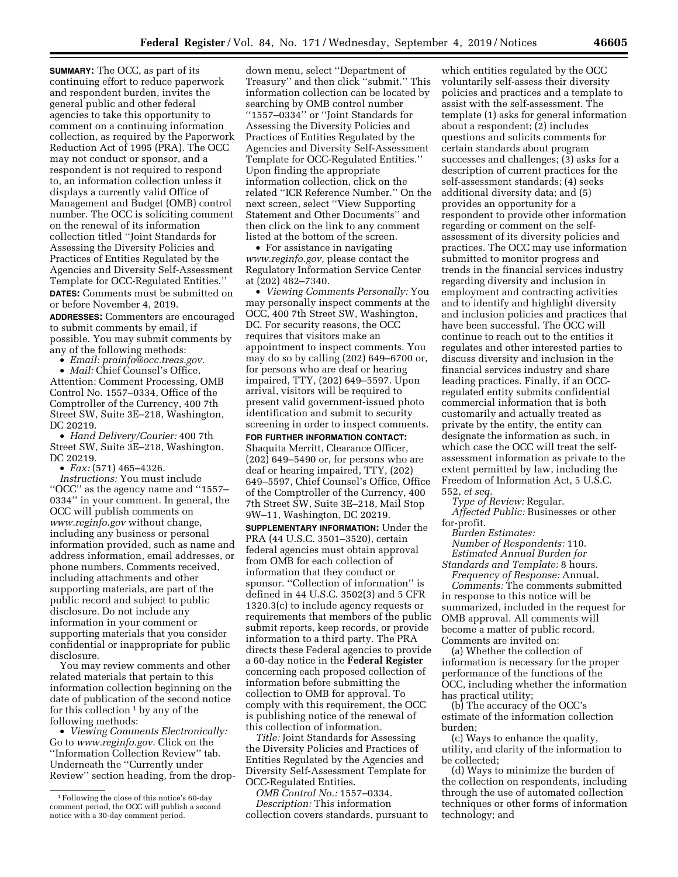**SUMMARY:** The OCC, as part of its continuing effort to reduce paperwork and respondent burden, invites the general public and other federal agencies to take this opportunity to comment on a continuing information collection, as required by the Paperwork Reduction Act of 1995 (PRA). The OCC may not conduct or sponsor, and a respondent is not required to respond to, an information collection unless it displays a currently valid Office of Management and Budget (OMB) control number. The OCC is soliciting comment on the renewal of its information collection titled ''Joint Standards for Assessing the Diversity Policies and Practices of Entities Regulated by the Agencies and Diversity Self-Assessment Template for OCC-Regulated Entities.''

**DATES:** Comments must be submitted on or before November 4, 2019.

**ADDRESSES:** Commenters are encouraged to submit comments by email, if possible. You may submit comments by any of the following methods:

- *Email: prainfo@occ.treas.gov.*
- *Mail:* Chief Counsel's Office, Attention: Comment Processing, OMB Control No. 1557–0334, Office of the Comptroller of the Currency, 400 7th Street SW, Suite 3E–218, Washington, DC 20219.
- *Hand Delivery/Courier:* 400 7th Street SW, Suite 3E–218, Washington, DC 20219.
- *Fax:* (571) 465–4326.

*Instructions:* You must include ''OCC'' as the agency name and ''1557–0334'' in your comment. In general, the OCC will publish comments on *www.reginfo.gov* without change, including any business or personal information provided, such as name and address information, email addresses, or phone numbers. Comments received, including attachments and other supporting materials, are part of the public record and subject to public disclosure. Do not include any information in your comment or supporting materials that you consider confidential or inappropriate for public disclosure.

You may review comments and other related materials that pertain to this information collection beginning on the date of publication of the second notice for this collection [1] by any of the following methods:

- *Viewing Comments Electronically:* Go to *www.reginfo.gov.* Click on the ''Information Collection Review'' tab. Underneath the ''Currently under Review'' section heading, from the drop-down menu, select ''Department of Treasury'' and then click ''submit.'' This information collection can be located by searching by OMB control number ''1557–0334'' or ''Joint Standards for Assessing the Diversity Policies and Practices of Entities Regulated by the Agencies and Diversity Self-Assessment Template for OCC-Regulated Entities.'' Upon finding the appropriate information collection, click on the related ''ICR Reference Number.'' On the next screen, select ''View Supporting Statement and Other Documents'' and then click on the link to any comment listed at the bottom of the screen.
- For assistance in navigating *www.reginfo.gov,* please contact the Regulatory Information Service Center at (202) 482–7340.
- *Viewing Comments Personally:* You may personally inspect comments at the OCC, 400 7th Street SW, Washington, DC. For security reasons, the OCC requires that visitors make an appointment to inspect comments. You may do so by calling (202) 649–6700 or, for persons who are deaf or hearing impaired, TTY, (202) 649–5597. Upon arrival, visitors will be required to present valid government-issued photo identification and submit to security screening in order to inspect comments.

**FOR FURTHER INFORMATION CONTACT:** Shaquita Merritt, Clearance Officer, (202) 649–5490 or, for persons who are deaf or hearing impaired, TTY, (202) 649–5597, Chief Counsel's Office, Office of the Comptroller of the Currency, 400 7th Street SW, Suite 3E–218, Mail Stop 9W–11, Washington, DC 20219.

**SUPPLEMENTARY INFORMATION:** Under the PRA (44 U.S.C. 3501–3520), certain federal agencies must obtain approval from OMB for each collection of information that they conduct or sponsor. ''Collection of information'' is defined in 44 U.S.C. 3502(3) and 5 CFR 1320.3(c) to include agency requests or requirements that members of the public submit reports, keep records, or provide information to a third party. The PRA directs these Federal agencies to provide a 60-day notice in the **Federal Register** concerning each proposed collection of information before submitting the collection to OMB for approval. To comply with this requirement, the OCC is publishing notice of the renewal of this collection of information.

*Title:* Joint Standards for Assessing the Diversity Policies and Practices of Entities Regulated by the Agencies and Diversity Self-Assessment Template for OCC-Regulated Entities.

*OMB Control No.:* 1557–0334.

*Description:* This information collection covers standards, pursuant to which entities regulated by the OCC voluntarily self-assess their diversity policies and practices and a template to assist with the self-assessment. The template (1) asks for general information about a respondent; (2) includes questions and solicits comments for certain standards about program successes and challenges; (3) asks for a description of current practices for the self-assessment standards; (4) seeks additional diversity data; and (5) provides an opportunity for a respondent to provide other information regarding or comment on the self-assessment of its diversity policies and practices. The OCC may use information submitted to monitor progress and trends in the financial services industry regarding diversity and inclusion in employment and contracting activities and to identify and highlight diversity and inclusion policies and practices that have been successful. The OCC will continue to reach out to the entities it regulates and other interested parties to discuss diversity and inclusion in the financial services industry and share leading practices. Finally, if an OCC-regulated entity submits confidential commercial information that is both customarily and actually treated as private by the entity, the entity can designate the information as such, in which case the OCC will treat the self-assessment information as private to the extent permitted by law, including the Freedom of Information Act, 5 U.S.C. 552, *et seq.*

*Type of Review:* Regular.

*Affected Public:* Businesses or other for-profit.

*Burden Estimates:*

*Number of Respondents:* 110.

*Estimated Annual Burden for Standards and Template:* 8 hours.

*Frequency of Response:* Annual.

*Comments:* The comments submitted in response to this notice will be summarized, included in the request for OMB approval. All comments will become a matter of public record. Comments are invited on:

(a) Whether the collection of information is necessary for the proper performance of the functions of the OCC, including whether the information has practical utility;

(b) The accuracy of the OCC's estimate of the information collection burden;

(c) Ways to enhance the quality, utility, and clarity of the information to be collected;

(d) Ways to minimize the burden of the collection on respondents, including through the use of automated collection techniques or other forms of information technology; and

[1] Following the close of this notice's 60-day comment period, the OCC will publish a second notice with a 30-day comment period.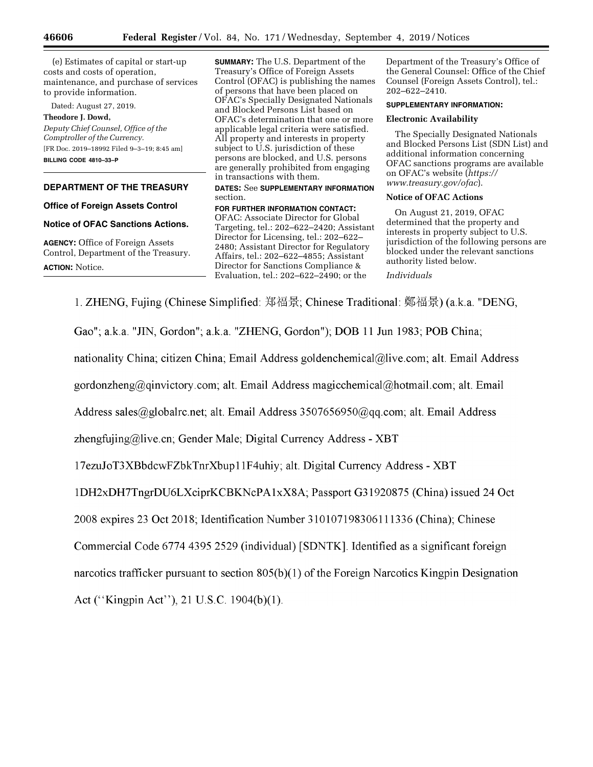(e) Estimates of capital or start-up costs and costs of operation, maintenance, and purchase of services to provide information.

Dated: August 27, 2019.

**Theodore J. Dowd,**

*Deputy Chief Counsel, Office of the Comptroller of the Currency.*

[FR Doc. 2019–18992 Filed 9–3–19; 8:45 am]

**BILLING CODE 4810–33–P**

## DEPARTMENT OF THE TREASURY

### Office of Foreign Assets Control

### Notice of OFAC Sanctions Actions.

**AGENCY:** Office of Foreign Assets Control, Department of the Treasury.

**ACTION:** Notice.

**SUMMARY:** The U.S. Department of the Treasury's Office of Foreign Assets Control (OFAC) is publishing the names of persons that have been placed on OFAC's Specially Designated Nationals and Blocked Persons List based on OFAC's determination that one or more applicable legal criteria were satisfied. All property and interests in property subject to U.S. jurisdiction of these persons are blocked, and U.S. persons are generally prohibited from engaging in transactions with them.

**DATES:** See **SUPPLEMENTARY INFORMATION** section.

**FOR FURTHER INFORMATION CONTACT:** OFAC: Associate Director for Global Targeting, tel.: 202–622–2420; Assistant Director for Licensing, tel.: 202–622–2480; Assistant Director for Regulatory Affairs, tel.: 202–622–4855; Assistant Director for Sanctions Compliance & Evaluation, tel.: 202–622–2490; or the Department of the Treasury's Office of the General Counsel: Office of the Chief Counsel (Foreign Assets Control), tel.: 202–622–2410.

**SUPPLEMENTARY INFORMATION:**

**Electronic Availability**

The Specially Designated Nationals and Blocked Persons List (SDN List) and additional information concerning OFAC sanctions programs are available on OFAC's website (*https://www.treasury.gov/ofac*).

**Notice of OFAC Actions**

On August 21, 2019, OFAC determined that the property and interests in property subject to U.S. jurisdiction of the following persons are blocked under the relevant sanctions authority listed below.

*Individuals*

1. ZHENG, Fujing (Chinese Simplified: 郑福景; Chinese Traditional: 鄭福景) (a.k.a. "DENG, Gao"; a.k.a. "JIN, Gordon"; a.k.a. "ZHENG, Gordon"); DOB 11 Jun 1983; POB China; nationality China; citizen China; Email Address goldenchemical@live.com; alt. Email Address gordonzheng@qinvictory.com; alt. Email Address magicchemical@hotmail.com; alt. Email Address sales@globalrc.net; alt. Email Address 3507656950@qq.com; alt. Email Address zhengfujing@live.cn; Gender Male; Digital Currency Address - XBT 17ezuJoT3XBbdcwFZbkTnrXbup11F4uhiy; alt. Digital Currency Address - XBT 1DH2xDH7TngrDU6LXciprKCBKNcPA1xX8A; Passport G31920875 (China) issued 24 Oct 2008 expires 23 Oct 2018; Identification Number 310107198306111336 (China); Chinese Commercial Code 6774 4395 2529 (individual) [SDNTK]. Identified as a significant foreign narcotics trafficker pursuant to section 805(b)(1) of the Foreign Narcotics Kingpin Designation Act (''Kingpin Act''), 21 U.S.C. 1904(b)(1).